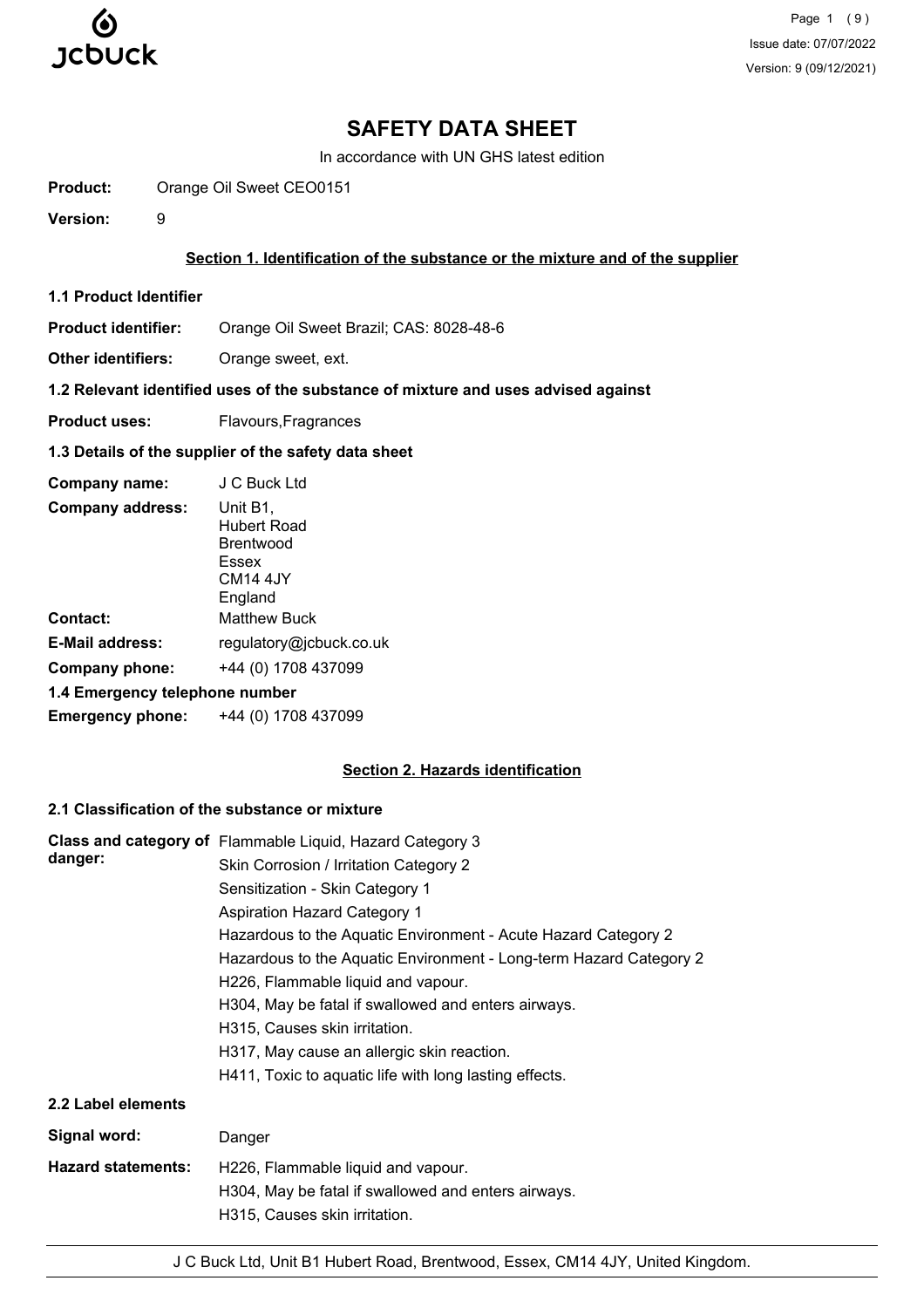# SAFETY DATA SHEET

In accordance with UN GHS latest edition

**Product:** Orange Oil Sweet CEO0151

**Version:** 9

## Section 1. Identification of the substance or the mixture and of the supplier

### 1.1 Product Identifier

**Product identifier:** Orange Oil Sweet Brazil; CAS: 8028-48-6

**Other identifiers:** Orange sweet, ext.

### 1.2 Relevant identified uses of the substance of mixture and uses advised against

**Product uses:** Flavours,Fragrances

### 1.3 Details of the supplier of the safety data sheet

**Company name:** J C Buck Ltd

**Company address:** Unit B1,
Hubert Road
Brentwood
Essex
CM14 4JY
England

**Contact:** Matthew Buck

**E-Mail address:** regulatory@jcbuck.co.uk

**Company phone:** +44 (0) 1708 437099

### 1.4 Emergency telephone number

**Emergency phone:** +44 (0) 1708 437099

## Section 2. Hazards identification

### 2.1 Classification of the substance or mixture

**Class and category of danger:**
Flammable Liquid, Hazard Category 3
Skin Corrosion / Irritation Category 2
Sensitization - Skin Category 1
Aspiration Hazard Category 1
Hazardous to the Aquatic Environment - Acute Hazard Category 2
Hazardous to the Aquatic Environment - Long-term Hazard Category 2
H226, Flammable liquid and vapour.
H304, May be fatal if swallowed and enters airways.
H315, Causes skin irritation.
H317, May cause an allergic skin reaction.
H411, Toxic to aquatic life with long lasting effects.

### 2.2 Label elements

**Signal word:** Danger

**Hazard statements:**
H226, Flammable liquid and vapour.
H304, May be fatal if swallowed and enters airways.
H315, Causes skin irritation.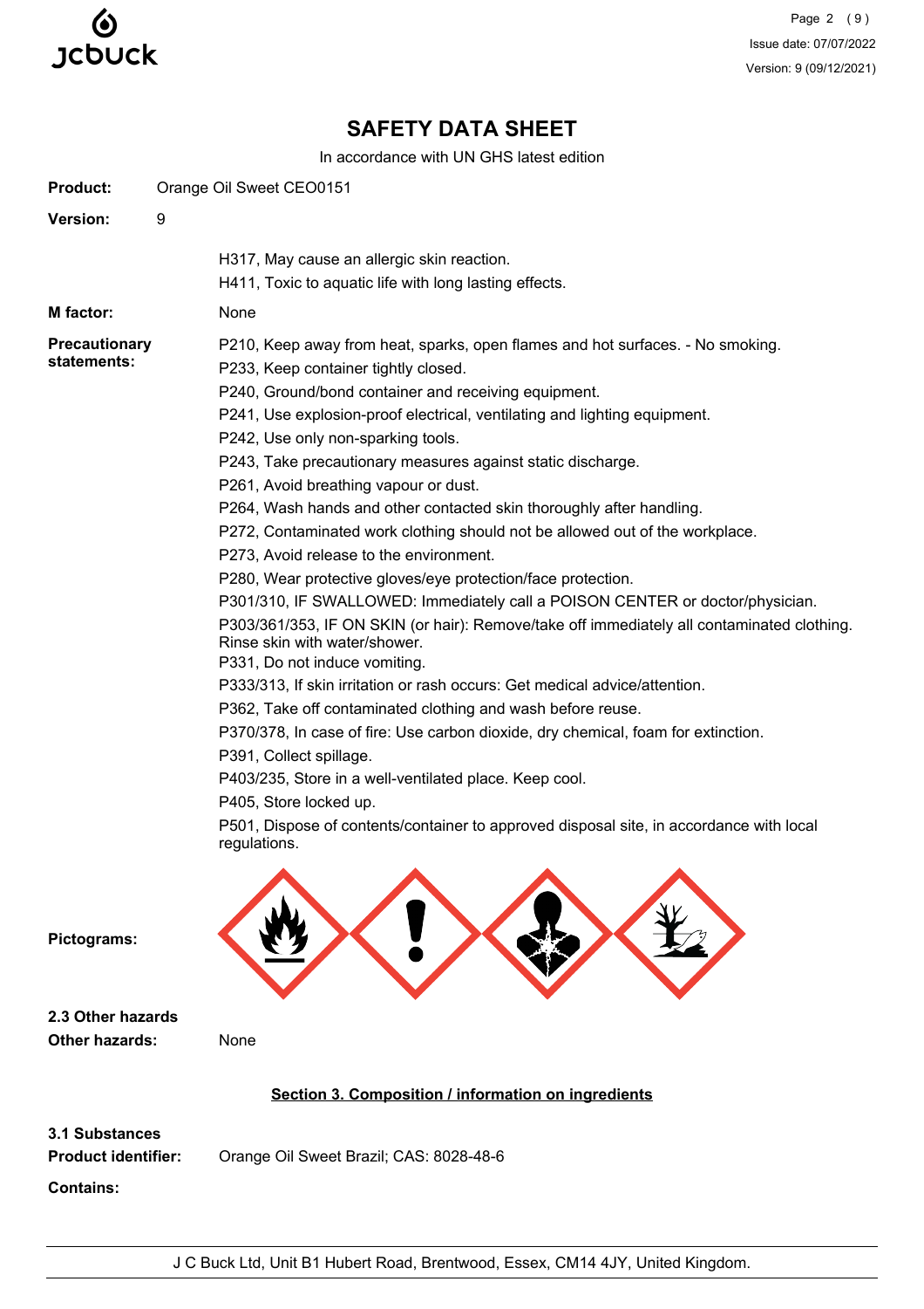# SAFETY DATA SHEET

In accordance with UN GHS latest edition

**Product:** Orange Oil Sweet CEO0151

**Version:** 9

H317, May cause an allergic skin reaction.
H411, Toxic to aquatic life with long lasting effects.

**M factor:** None

**Precautionary statements:**

P210, Keep away from heat, sparks, open flames and hot surfaces. - No smoking.
P233, Keep container tightly closed.
P240, Ground/bond container and receiving equipment.
P241, Use explosion-proof electrical, ventilating and lighting equipment.
P242, Use only non-sparking tools.
P243, Take precautionary measures against static discharge.
P261, Avoid breathing vapour or dust.
P264, Wash hands and other contacted skin thoroughly after handling.
P272, Contaminated work clothing should not be allowed out of the workplace.
P273, Avoid release to the environment.
P280, Wear protective gloves/eye protection/face protection.
P301/310, IF SWALLOWED: Immediately call a POISON CENTER or doctor/physician.
P303/361/353, IF ON SKIN (or hair): Remove/take off immediately all contaminated clothing. Rinse skin with water/shower.
P331, Do not induce vomiting.
P333/313, If skin irritation or rash occurs: Get medical advice/attention.
P362, Take off contaminated clothing and wash before reuse.
P370/378, In case of fire: Use carbon dioxide, dry chemical, foam for extinction.
P391, Collect spillage.
P403/235, Store in a well-ventilated place. Keep cool.
P405, Store locked up.
P501, Dispose of contents/container to approved disposal site, in accordance with local regulations.

**Pictograms:**

**2.3 Other hazards**

**Other hazards:** None

## Section 3. Composition / information on ingredients

**3.1 Substances**

**Product identifier:** Orange Oil Sweet Brazil; CAS: 8028-48-6

**Contains:**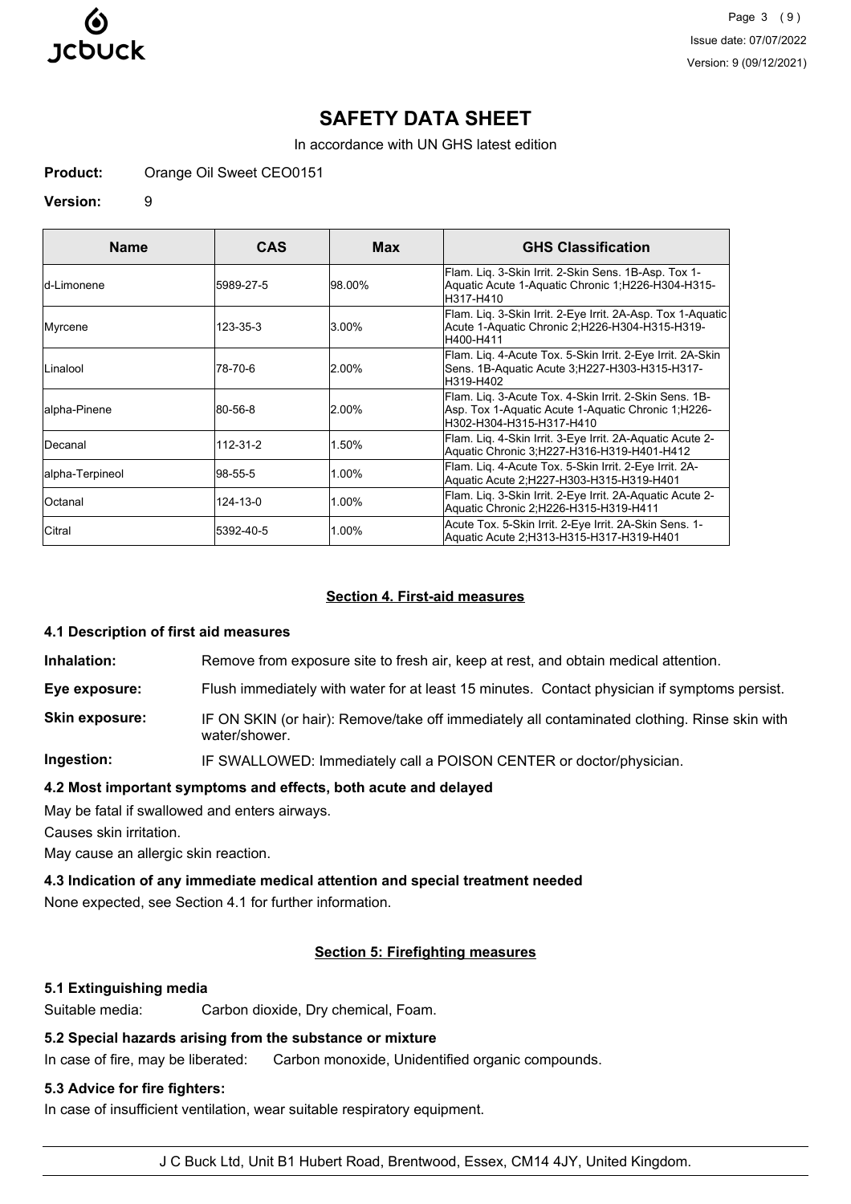# SAFETY DATA SHEET

In accordance with UN GHS latest edition

**Product:** Orange Oil Sweet CEO0151

**Version:** 9

| Name | CAS | Max | GHS Classification |
|---|---|---|---|
| d-Limonene | 5989-27-5 | 98.00% | Flam. Liq. 3-Skin Irrit. 2-Skin Sens. 1B-Asp. Tox 1-Aquatic Acute 1-Aquatic Chronic 1;H226-H304-H315-H317-H410 |
| Myrcene | 123-35-3 | 3.00% | Flam. Liq. 3-Skin Irrit. 2-Eye Irrit. 2A-Asp. Tox 1-Aquatic Acute 1-Aquatic Chronic 2;H226-H304-H315-H319-H400-H411 |
| Linalool | 78-70-6 | 2.00% | Flam. Liq. 4-Acute Tox. 5-Skin Irrit. 2-Eye Irrit. 2A-Skin Sens. 1B-Aquatic Acute 3;H227-H303-H315-H317-H319-H402 |
| alpha-Pinene | 80-56-8 | 2.00% | Flam. Liq. 3-Acute Tox. 4-Skin Irrit. 2-Skin Sens. 1B-Asp. Tox 1-Aquatic Acute 1-Aquatic Chronic 1;H226-H302-H304-H315-H317-H410 |
| Decanal | 112-31-2 | 1.50% | Flam. Liq. 4-Skin Irrit. 3-Eye Irrit. 2A-Aquatic Acute 2-Aquatic Chronic 3;H227-H316-H319-H401-H412 |
| alpha-Terpineol | 98-55-5 | 1.00% | Flam. Liq. 4-Acute Tox. 5-Skin Irrit. 2-Eye Irrit. 2A-Aquatic Acute 2;H227-H303-H315-H319-H401 |
| Octanal | 124-13-0 | 1.00% | Flam. Liq. 3-Skin Irrit. 2-Eye Irrit. 2A-Aquatic Acute 2-Aquatic Chronic 2;H226-H315-H319-H411 |
| Citral | 5392-40-5 | 1.00% | Acute Tox. 5-Skin Irrit. 2-Eye Irrit. 2A-Skin Sens. 1-Aquatic Acute 2;H313-H315-H317-H319-H401 |

## Section 4. First-aid measures

### 4.1 Description of first aid measures

**Inhalation:** Remove from exposure site to fresh air, keep at rest, and obtain medical attention.

**Eye exposure:** Flush immediately with water for at least 15 minutes. Contact physician if symptoms persist.

**Skin exposure:** IF ON SKIN (or hair): Remove/take off immediately all contaminated clothing. Rinse skin with water/shower.

**Ingestion:** IF SWALLOWED: Immediately call a POISON CENTER or doctor/physician.

### 4.2 Most important symptoms and effects, both acute and delayed

May be fatal if swallowed and enters airways.

Causes skin irritation.

May cause an allergic skin reaction.

### 4.3 Indication of any immediate medical attention and special treatment needed

None expected, see Section 4.1 for further information.

## Section 5: Firefighting measures

### 5.1 Extinguishing media

Suitable media: Carbon dioxide, Dry chemical, Foam.

### 5.2 Special hazards arising from the substance or mixture

In case of fire, may be liberated: Carbon monoxide, Unidentified organic compounds.

### 5.3 Advice for fire fighters:

In case of insufficient ventilation, wear suitable respiratory equipment.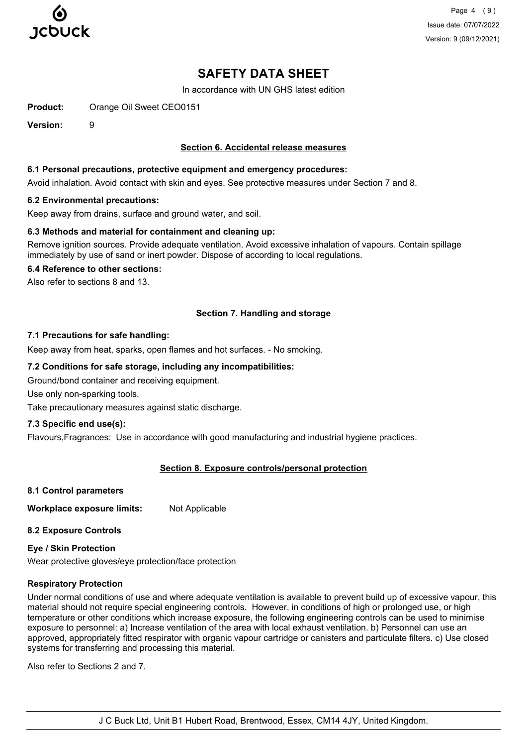# SAFETY DATA SHEET

In accordance with UN GHS latest edition

**Product:** Orange Oil Sweet CEO0151

**Version:** 9

## Section 6. Accidental release measures

### 6.1 Personal precautions, protective equipment and emergency procedures:

Avoid inhalation. Avoid contact with skin and eyes. See protective measures under Section 7 and 8.

### 6.2 Environmental precautions:

Keep away from drains, surface and ground water, and soil.

### 6.3 Methods and material for containment and cleaning up:

Remove ignition sources. Provide adequate ventilation. Avoid excessive inhalation of vapours. Contain spillage immediately by use of sand or inert powder. Dispose of according to local regulations.

### 6.4 Reference to other sections:

Also refer to sections 8 and 13.

## Section 7. Handling and storage

### 7.1 Precautions for safe handling:

Keep away from heat, sparks, open flames and hot surfaces. - No smoking.

### 7.2 Conditions for safe storage, including any incompatibilities:

Ground/bond container and receiving equipment.

Use only non-sparking tools.

Take precautionary measures against static discharge.

### 7.3 Specific end use(s):

Flavours,Fragrances: Use in accordance with good manufacturing and industrial hygiene practices.

## Section 8. Exposure controls/personal protection

### 8.1 Control parameters

**Workplace exposure limits:** Not Applicable

### 8.2 Exposure Controls

**Eye / Skin Protection**

Wear protective gloves/eye protection/face protection

**Respiratory Protection**

Under normal conditions of use and where adequate ventilation is available to prevent build up of excessive vapour, this material should not require special engineering controls. However, in conditions of high or prolonged use, or high temperature or other conditions which increase exposure, the following engineering controls can be used to minimise exposure to personnel: a) Increase ventilation of the area with local exhaust ventilation. b) Personnel can use an approved, appropriately fitted respirator with organic vapour cartridge or canisters and particulate filters. c) Use closed systems for transferring and processing this material.

Also refer to Sections 2 and 7.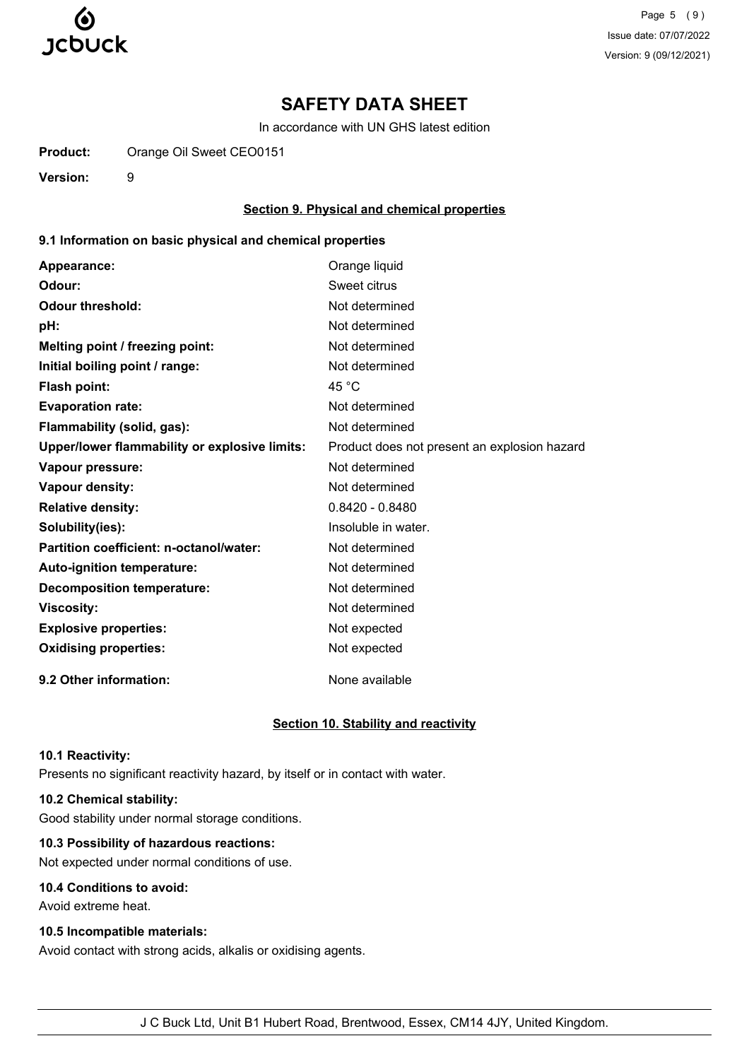# SAFETY DATA SHEET

In accordance with UN GHS latest edition

**Product:** Orange Oil Sweet CEO0151

**Version:** 9

## Section 9. Physical and chemical properties

### 9.1 Information on basic physical and chemical properties

| | |
|---|---|
| **Appearance:** | Orange liquid |
| **Odour:** | Sweet citrus |
| **Odour threshold:** | Not determined |
| **pH:** | Not determined |
| **Melting point / freezing point:** | Not determined |
| **Initial boiling point / range:** | Not determined |
| **Flash point:** | 45 °C |
| **Evaporation rate:** | Not determined |
| **Flammability (solid, gas):** | Not determined |
| **Upper/lower flammability or explosive limits:** | Product does not present an explosion hazard |
| **Vapour pressure:** | Not determined |
| **Vapour density:** | Not determined |
| **Relative density:** | 0.8420 - 0.8480 |
| **Solubility(ies):** | Insoluble in water. |
| **Partition coefficient: n-octanol/water:** | Not determined |
| **Auto-ignition temperature:** | Not determined |
| **Decomposition temperature:** | Not determined |
| **Viscosity:** | Not determined |
| **Explosive properties:** | Not expected |
| **Oxidising properties:** | Not expected |

**9.2 Other information:** None available

## Section 10. Stability and reactivity

**10.1 Reactivity:**

Presents no significant reactivity hazard, by itself or in contact with water.

**10.2 Chemical stability:**

Good stability under normal storage conditions.

**10.3 Possibility of hazardous reactions:**

Not expected under normal conditions of use.

**10.4 Conditions to avoid:**

Avoid extreme heat.

**10.5 Incompatible materials:**

Avoid contact with strong acids, alkalis or oxidising agents.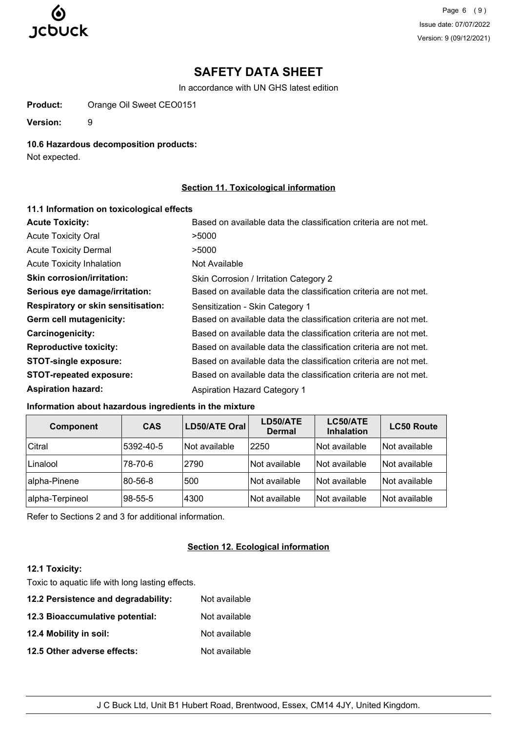# SAFETY DATA SHEET

In accordance with UN GHS latest edition

**Product:** Orange Oil Sweet CEO0151

**Version:** 9

### 10.6 Hazardous decomposition products:

Not expected.

## Section 11. Toxicological information

### 11.1 Information on toxicological effects

| | |
|---|---|
| **Acute Toxicity:** | Based on available data the classification criteria are not met. |
| Acute Toxicity Oral | >5000 |
| Acute Toxicity Dermal | >5000 |
| Acute Toxicity Inhalation | Not Available |
| **Skin corrosion/irritation:** | Skin Corrosion / Irritation Category 2 |
| **Serious eye damage/irritation:** | Based on available data the classification criteria are not met. |
| **Respiratory or skin sensitisation:** | Sensitization - Skin Category 1 |
| **Germ cell mutagenicity:** | Based on available data the classification criteria are not met. |
| **Carcinogenicity:** | Based on available data the classification criteria are not met. |
| **Reproductive toxicity:** | Based on available data the classification criteria are not met. |
| **STOT-single exposure:** | Based on available data the classification criteria are not met. |
| **STOT-repeated exposure:** | Based on available data the classification criteria are not met. |
| **Aspiration hazard:** | Aspiration Hazard Category 1 |

**Information about hazardous ingredients in the mixture**

| Component | CAS | LD50/ATE Oral | LD50/ATE Dermal | LC50/ATE Inhalation | LC50 Route |
|---|---|---|---|---|---|
| Citral | 5392-40-5 | Not available | 2250 | Not available | Not available |
| Linalool | 78-70-6 | 2790 | Not available | Not available | Not available |
| alpha-Pinene | 80-56-8 | 500 | Not available | Not available | Not available |
| alpha-Terpineol | 98-55-5 | 4300 | Not available | Not available | Not available |

Refer to Sections 2 and 3 for additional information.

## Section 12. Ecological information

### 12.1 Toxicity:

Toxic to aquatic life with long lasting effects.

| | |
|---|---|
| **12.2 Persistence and degradability:** | Not available |
| **12.3 Bioaccumulative potential:** | Not available |
| **12.4 Mobility in soil:** | Not available |
| **12.5 Other adverse effects:** | Not available |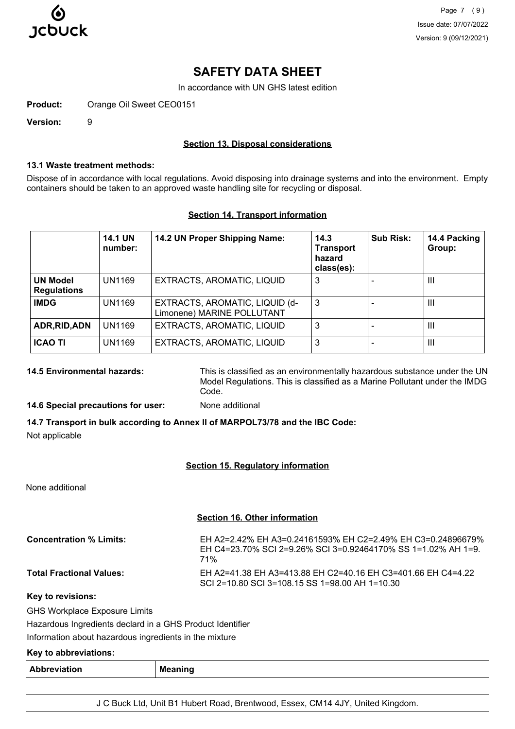# SAFETY DATA SHEET

In accordance with UN GHS latest edition

**Product:** Orange Oil Sweet CEO0151

**Version:** 9

## Section 13. Disposal considerations

### 13.1 Waste treatment methods:

Dispose of in accordance with local regulations. Avoid disposing into drainage systems and into the environment. Empty containers should be taken to an approved waste handling site for recycling or disposal.

## Section 14. Transport information

| | 14.1 UN number: | 14.2 UN Proper Shipping Name: | 14.3 Transport hazard class(es): | Sub Risk: | 14.4 Packing Group: |
|---|---|---|---|---|---|
| **UN Model Regulations** | UN1169 | EXTRACTS, AROMATIC, LIQUID | 3 | - | III |
| **IMDG** | UN1169 | EXTRACTS, AROMATIC, LIQUID (d-Limonene) MARINE POLLUTANT | 3 | - | III |
| **ADR,RID,ADN** | UN1169 | EXTRACTS, AROMATIC, LIQUID | 3 | - | III |
| **ICAO TI** | UN1169 | EXTRACTS, AROMATIC, LIQUID | 3 | - | III |

**14.5 Environmental hazards:** This is classified as an environmentally hazardous substance under the UN Model Regulations. This is classified as a Marine Pollutant under the IMDG Code.

**14.6 Special precautions for user:** None additional

**14.7 Transport in bulk according to Annex II of MARPOL73/78 and the IBC Code:**

Not applicable

## Section 15. Regulatory information

None additional

## Section 16. Other information

**Concentration % Limits:** EH A2=2.42% EH A3=0.24161593% EH C2=2.49% EH C3=0.24896679% EH C4=23.70% SCI 2=9.26% SCI 3=0.92464170% SS 1=1.02% AH 1=9.71%

**Total Fractional Values:** EH A2=41.38 EH A3=413.88 EH C2=40.16 EH C3=401.66 EH C4=4.22 SCI 2=10.80 SCI 3=108.15 SS 1=98.00 AH 1=10.30

**Key to revisions:**

GHS Workplace Exposure Limits

Hazardous Ingredients declard in a GHS Product Identifier

Information about hazardous ingredients in the mixture

**Key to abbreviations:**

| Abbreviation | Meaning |
|---|---|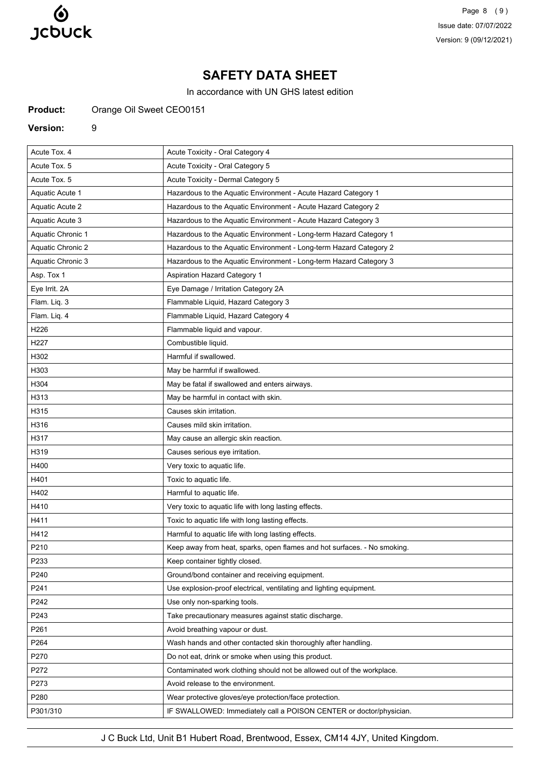# SAFETY DATA SHEET

In accordance with UN GHS latest edition

**Product:** Orange Oil Sweet CEO0151

**Version:** 9

| Acute Tox. 4 | Acute Toxicity - Oral Category 4 |
|---|---|
| Acute Tox. 5 | Acute Toxicity - Oral Category 5 |
| Acute Tox. 5 | Acute Toxicity - Dermal Category 5 |
| Aquatic Acute 1 | Hazardous to the Aquatic Environment - Acute Hazard Category 1 |
| Aquatic Acute 2 | Hazardous to the Aquatic Environment - Acute Hazard Category 2 |
| Aquatic Acute 3 | Hazardous to the Aquatic Environment - Acute Hazard Category 3 |
| Aquatic Chronic 1 | Hazardous to the Aquatic Environment - Long-term Hazard Category 1 |
| Aquatic Chronic 2 | Hazardous to the Aquatic Environment - Long-term Hazard Category 2 |
| Aquatic Chronic 3 | Hazardous to the Aquatic Environment - Long-term Hazard Category 3 |
| Asp. Tox 1 | Aspiration Hazard Category 1 |
| Eye Irrit. 2A | Eye Damage / Irritation Category 2A |
| Flam. Liq. 3 | Flammable Liquid, Hazard Category 3 |
| Flam. Liq. 4 | Flammable Liquid, Hazard Category 4 |
| H226 | Flammable liquid and vapour. |
| H227 | Combustible liquid. |
| H302 | Harmful if swallowed. |
| H303 | May be harmful if swallowed. |
| H304 | May be fatal if swallowed and enters airways. |
| H313 | May be harmful in contact with skin. |
| H315 | Causes skin irritation. |
| H316 | Causes mild skin irritation. |
| H317 | May cause an allergic skin reaction. |
| H319 | Causes serious eye irritation. |
| H400 | Very toxic to aquatic life. |
| H401 | Toxic to aquatic life. |
| H402 | Harmful to aquatic life. |
| H410 | Very toxic to aquatic life with long lasting effects. |
| H411 | Toxic to aquatic life with long lasting effects. |
| H412 | Harmful to aquatic life with long lasting effects. |
| P210 | Keep away from heat, sparks, open flames and hot surfaces. - No smoking. |
| P233 | Keep container tightly closed. |
| P240 | Ground/bond container and receiving equipment. |
| P241 | Use explosion-proof electrical, ventilating and lighting equipment. |
| P242 | Use only non-sparking tools. |
| P243 | Take precautionary measures against static discharge. |
| P261 | Avoid breathing vapour or dust. |
| P264 | Wash hands and other contacted skin thoroughly after handling. |
| P270 | Do not eat, drink or smoke when using this product. |
| P272 | Contaminated work clothing should not be allowed out of the workplace. |
| P273 | Avoid release to the environment. |
| P280 | Wear protective gloves/eye protection/face protection. |
| P301/310 | IF SWALLOWED: Immediately call a POISON CENTER or doctor/physician. |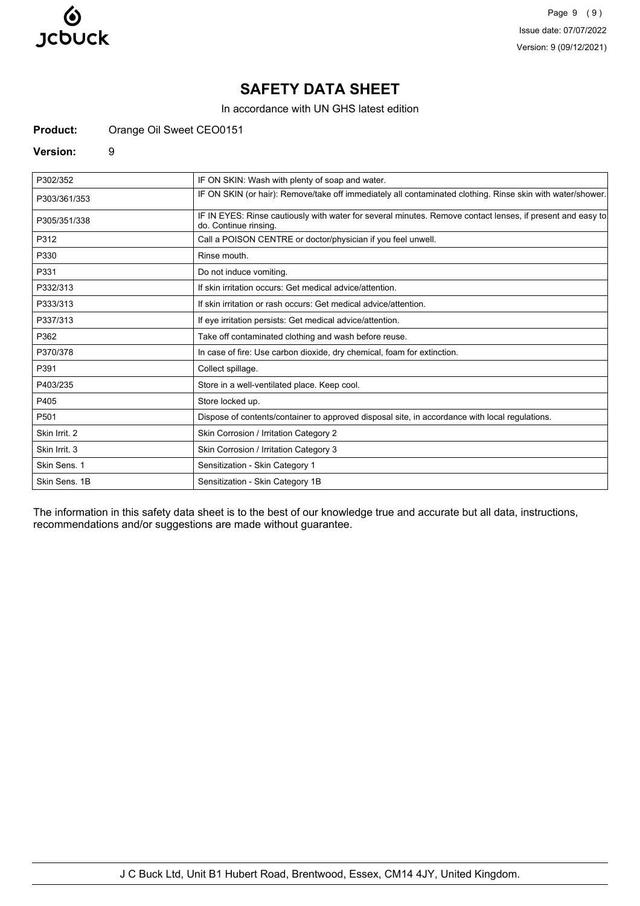# SAFETY DATA SHEET

In accordance with UN GHS latest edition

**Product:** Orange Oil Sweet CEO0151

**Version:** 9

| | |
|---|---|
| P302/352 | IF ON SKIN: Wash with plenty of soap and water. |
| P303/361/353 | IF ON SKIN (or hair): Remove/take off immediately all contaminated clothing. Rinse skin with water/shower. |
| P305/351/338 | IF IN EYES: Rinse cautiously with water for several minutes. Remove contact lenses, if present and easy to do. Continue rinsing. |
| P312 | Call a POISON CENTRE or doctor/physician if you feel unwell. |
| P330 | Rinse mouth. |
| P331 | Do not induce vomiting. |
| P332/313 | If skin irritation occurs: Get medical advice/attention. |
| P333/313 | If skin irritation or rash occurs: Get medical advice/attention. |
| P337/313 | If eye irritation persists: Get medical advice/attention. |
| P362 | Take off contaminated clothing and wash before reuse. |
| P370/378 | In case of fire: Use carbon dioxide, dry chemical, foam for extinction. |
| P391 | Collect spillage. |
| P403/235 | Store in a well-ventilated place. Keep cool. |
| P405 | Store locked up. |
| P501 | Dispose of contents/container to approved disposal site, in accordance with local regulations. |
| Skin Irrit. 2 | Skin Corrosion / Irritation Category 2 |
| Skin Irrit. 3 | Skin Corrosion / Irritation Category 3 |
| Skin Sens. 1 | Sensitization - Skin Category 1 |
| Skin Sens. 1B | Sensitization - Skin Category 1B |

The information in this safety data sheet is to the best of our knowledge true and accurate but all data, instructions, recommendations and/or suggestions are made without guarantee.